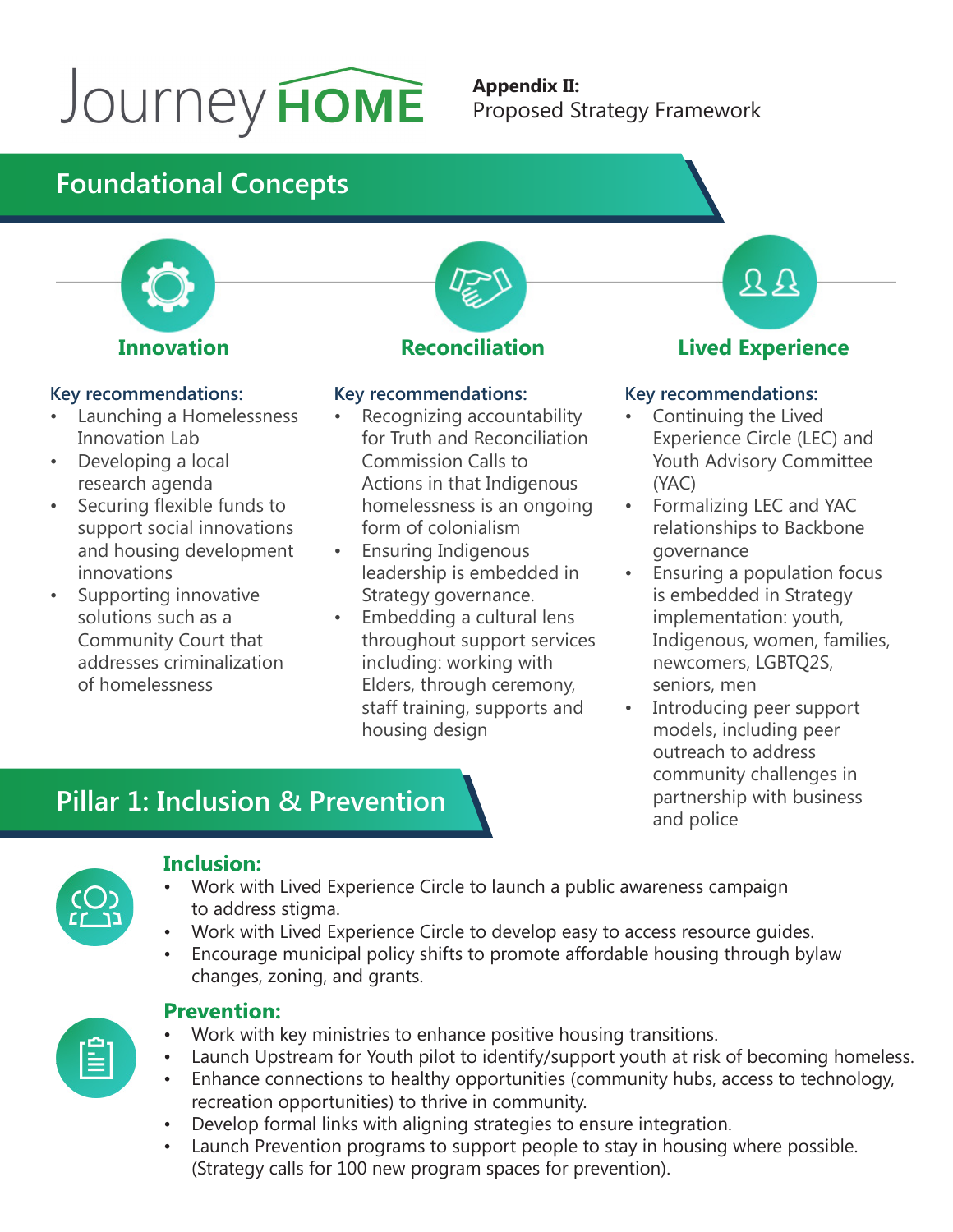# Journey HOME

**Appendix II:**
Proposed Strategy Framework

## Foundational Concepts

### Innovation

**Key recommendations:**

- Launching a Homelessness Innovation Lab
- Developing a local research agenda
- Securing flexible funds to support social innovations and housing development innovations
- Supporting innovative solutions such as a Community Court that addresses criminalization of homelessness

### Reconciliation

**Key recommendations:**

- Recognizing accountability for Truth and Reconciliation Commission Calls to Actions in that Indigenous homelessness is an ongoing form of colonialism
- Ensuring Indigenous leadership is embedded in Strategy governance.
- Embedding a cultural lens throughout support services including: working with Elders, through ceremony, staff training, supports and housing design

### Lived Experience

**Key recommendations:**

- Continuing the Lived Experience Circle (LEC) and Youth Advisory Committee (YAC)
- Formalizing LEC and YAC relationships to Backbone governance
- Ensuring a population focus is embedded in Strategy implementation: youth, Indigenous, women, families, newcomers, LGBTQ2S, seniors, men
- Introducing peer support models, including peer outreach to address community challenges in partnership with business and police

## Pillar 1: Inclusion & Prevention

### Inclusion:

- Work with Lived Experience Circle to launch a public awareness campaign to address stigma.
- Work with Lived Experience Circle to develop easy to access resource guides.
- Encourage municipal policy shifts to promote affordable housing through bylaw changes, zoning, and grants.

### Prevention:

- Work with key ministries to enhance positive housing transitions.
- Launch Upstream for Youth pilot to identify/support youth at risk of becoming homeless.
- Enhance connections to healthy opportunities (community hubs, access to technology, recreation opportunities) to thrive in community.
- Develop formal links with aligning strategies to ensure integration.
- Launch Prevention programs to support people to stay in housing where possible. (Strategy calls for 100 new program spaces for prevention).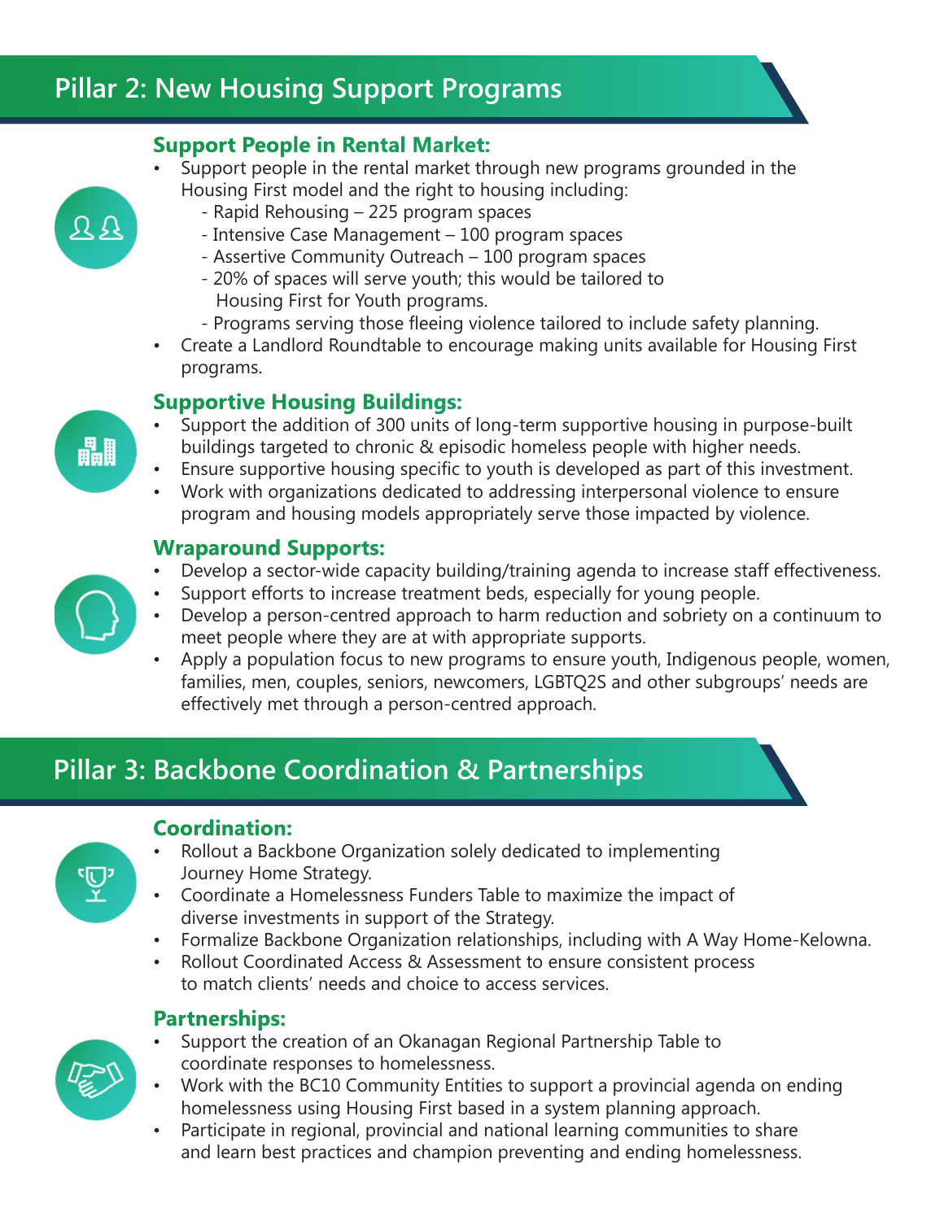## Pillar 2: New Housing Support Programs

### Support People in Rental Market:

- Support people in the rental market through new programs grounded in the Housing First model and the right to housing including:
  - Rapid Rehousing – 225 program spaces
  - Intensive Case Management – 100 program spaces
  - Assertive Community Outreach – 100 program spaces
  - 20% of spaces will serve youth; this would be tailored to Housing First for Youth programs.
  - Programs serving those fleeing violence tailored to include safety planning.
- Create a Landlord Roundtable to encourage making units available for Housing First programs.

### Supportive Housing Buildings:

- Support the addition of 300 units of long-term supportive housing in purpose-built buildings targeted to chronic & episodic homeless people with higher needs.
- Ensure supportive housing specific to youth is developed as part of this investment.
- Work with organizations dedicated to addressing interpersonal violence to ensure program and housing models appropriately serve those impacted by violence.

### Wraparound Supports:

- Develop a sector-wide capacity building/training agenda to increase staff effectiveness.
- Support efforts to increase treatment beds, especially for young people.
- Develop a person-centred approach to harm reduction and sobriety on a continuum to meet people where they are at with appropriate supports.
- Apply a population focus to new programs to ensure youth, Indigenous people, women, families, men, couples, seniors, newcomers, LGBTQ2S and other subgroups' needs are effectively met through a person-centred approach.

## Pillar 3: Backbone Coordination & Partnerships

### Coordination:

- Rollout a Backbone Organization solely dedicated to implementing Journey Home Strategy.
- Coordinate a Homelessness Funders Table to maximize the impact of diverse investments in support of the Strategy.
- Formalize Backbone Organization relationships, including with A Way Home-Kelowna.
- Rollout Coordinated Access & Assessment to ensure consistent process to match clients' needs and choice to access services.

### Partnerships:

- Support the creation of an Okanagan Regional Partnership Table to coordinate responses to homelessness.
- Work with the BC10 Community Entities to support a provincial agenda on ending homelessness using Housing First based in a system planning approach.
- Participate in regional, provincial and national learning communities to share and learn best practices and champion preventing and ending homelessness.